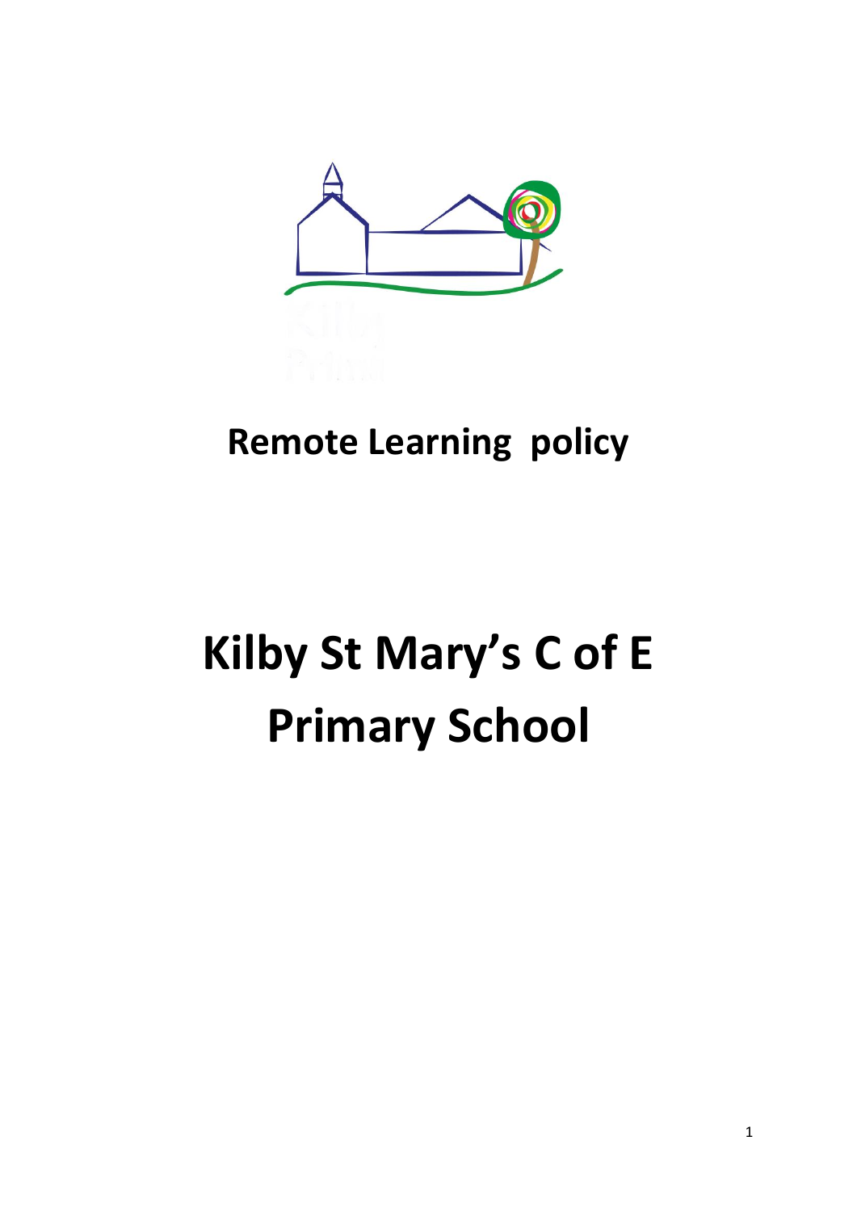# Remote Learning policy

# Kilby St Mary's C of E Primary School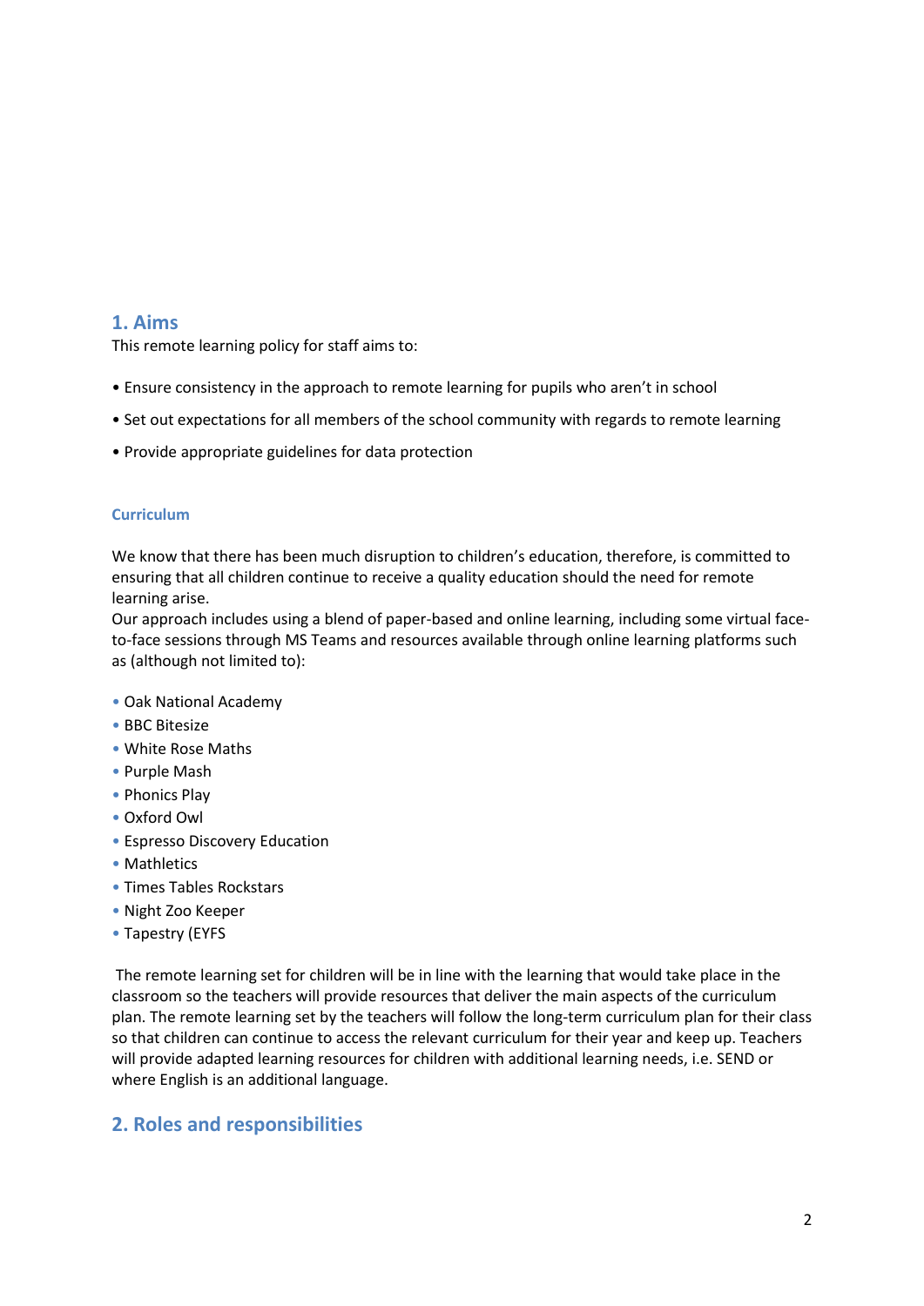## 1. Aims

This remote learning policy for staff aims to:

- Ensure consistency in the approach to remote learning for pupils who aren't in school
- Set out expectations for all members of the school community with regards to remote learning
- Provide appropriate guidelines for data protection

### Curriculum

We know that there has been much disruption to children's education, therefore, is committed to ensuring that all children continue to receive a quality education should the need for remote learning arise.
Our approach includes using a blend of paper-based and online learning, including some virtual face-to-face sessions through MS Teams and resources available through online learning platforms such as (although not limited to):

- Oak National Academy
- BBC Bitesize
- White Rose Maths
- Purple Mash
- Phonics Play
- Oxford Owl
- Espresso Discovery Education
- Mathletics
- Times Tables Rockstars
- Night Zoo Keeper
- Tapestry (EYFS

The remote learning set for children will be in line with the learning that would take place in the classroom so the teachers will provide resources that deliver the main aspects of the curriculum plan. The remote learning set by the teachers will follow the long-term curriculum plan for their class so that children can continue to access the relevant curriculum for their year and keep up. Teachers will provide adapted learning resources for children with additional learning needs, i.e. SEND or where English is an additional language.

## 2. Roles and responsibilities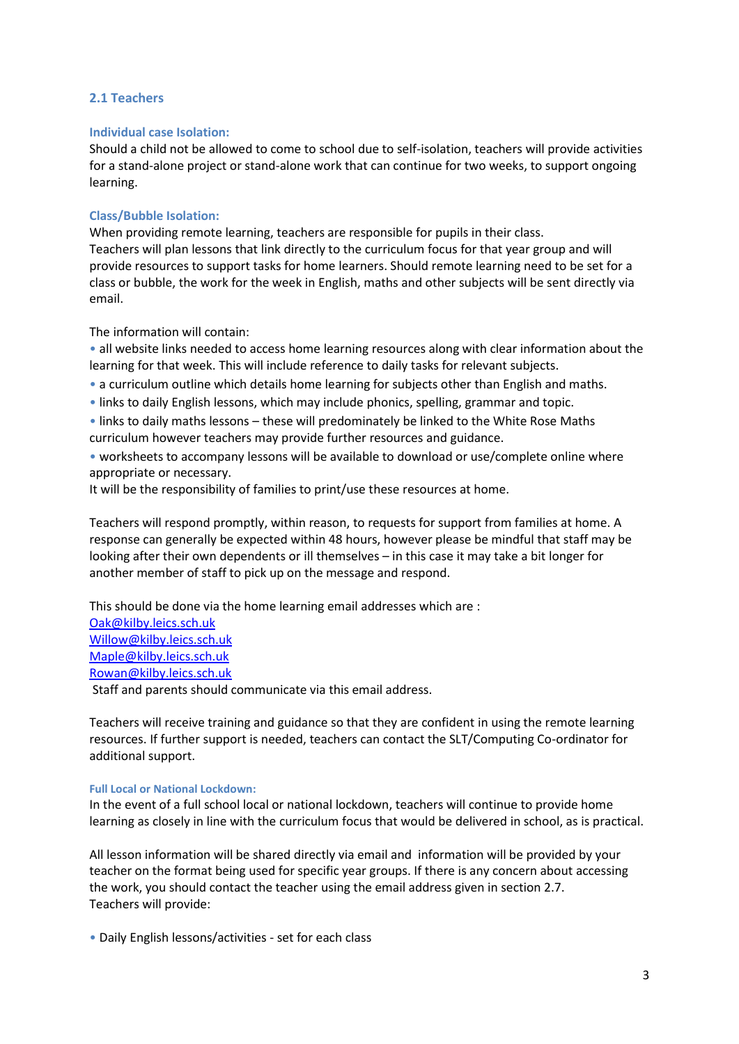## 2.1 Teachers

### Individual case Isolation:

Should a child not be allowed to come to school due to self-isolation, teachers will provide activities for a stand-alone project or stand-alone work that can continue for two weeks, to support ongoing learning.

### Class/Bubble Isolation:

When providing remote learning, teachers are responsible for pupils in their class.
Teachers will plan lessons that link directly to the curriculum focus for that year group and will provide resources to support tasks for home learners. Should remote learning need to be set for a class or bubble, the work for the week in English, maths and other subjects will be sent directly via email.

The information will contain:

- all website links needed to access home learning resources along with clear information about the learning for that week. This will include reference to daily tasks for relevant subjects.
- a curriculum outline which details home learning for subjects other than English and maths.
- links to daily English lessons, which may include phonics, spelling, grammar and topic.
- links to daily maths lessons – these will predominately be linked to the White Rose Maths curriculum however teachers may provide further resources and guidance.
- worksheets to accompany lessons will be available to download or use/complete online where appropriate or necessary.

It will be the responsibility of families to print/use these resources at home.

Teachers will respond promptly, within reason, to requests for support from families at home. A response can generally be expected within 48 hours, however please be mindful that staff may be looking after their own dependents or ill themselves – in this case it may take a bit longer for another member of staff to pick up on the message and respond.

This should be done via the home learning email addresses which are :
Oak@kilby.leics.sch.uk
Willow@kilby.leics.sch.uk
Maple@kilby.leics.sch.uk
Rowan@kilby.leics.sch.uk
Staff and parents should communicate via this email address.

Teachers will receive training and guidance so that they are confident in using the remote learning resources. If further support is needed, teachers can contact the SLT/Computing Co-ordinator for additional support.

#### Full Local or National Lockdown:

In the event of a full school local or national lockdown, teachers will continue to provide home learning as closely in line with the curriculum focus that would be delivered in school, as is practical.

All lesson information will be shared directly via email and information will be provided by your teacher on the format being used for specific year groups. If there is any concern about accessing the work, you should contact the teacher using the email address given in section 2.7.
Teachers will provide:

- Daily English lessons/activities - set for each class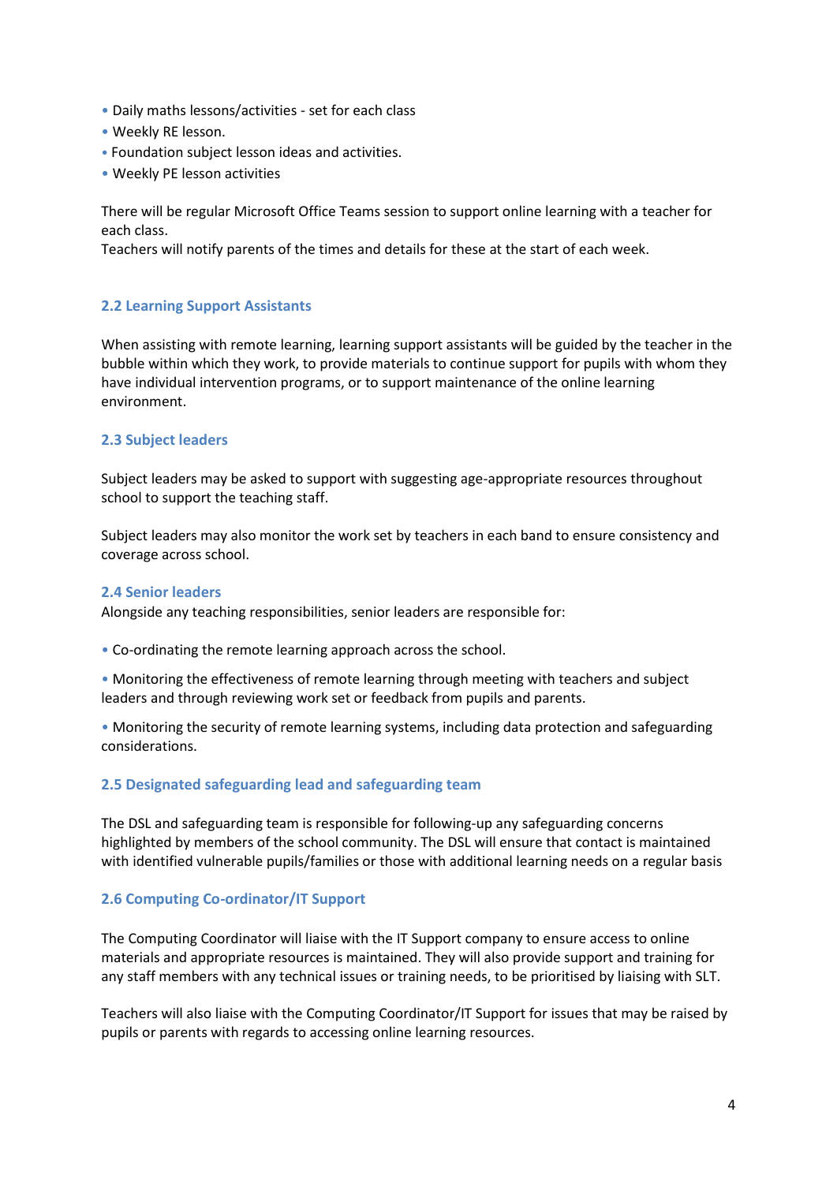- Daily maths lessons/activities - set for each class
- Weekly RE lesson.
- Foundation subject lesson ideas and activities.
- Weekly PE lesson activities

There will be regular Microsoft Office Teams session to support online learning with a teacher for each class.
Teachers will notify parents of the times and details for these at the start of each week.

### 2.2 Learning Support Assistants

When assisting with remote learning, learning support assistants will be guided by the teacher in the bubble within which they work, to provide materials to continue support for pupils with whom they have individual intervention programs, or to support maintenance of the online learning environment.

### 2.3 Subject leaders

Subject leaders may be asked to support with suggesting age-appropriate resources throughout school to support the teaching staff.

Subject leaders may also monitor the work set by teachers in each band to ensure consistency and coverage across school.

### 2.4 Senior leaders

Alongside any teaching responsibilities, senior leaders are responsible for:

- Co-ordinating the remote learning approach across the school.
- Monitoring the effectiveness of remote learning through meeting with teachers and subject leaders and through reviewing work set or feedback from pupils and parents.
- Monitoring the security of remote learning systems, including data protection and safeguarding considerations.

### 2.5 Designated safeguarding lead and safeguarding team

The DSL and safeguarding team is responsible for following-up any safeguarding concerns highlighted by members of the school community. The DSL will ensure that contact is maintained with identified vulnerable pupils/families or those with additional learning needs on a regular basis

### 2.6 Computing Co-ordinator/IT Support

The Computing Coordinator will liaise with the IT Support company to ensure access to online materials and appropriate resources is maintained. They will also provide support and training for any staff members with any technical issues or training needs, to be prioritised by liaising with SLT.

Teachers will also liaise with the Computing Coordinator/IT Support for issues that may be raised by pupils or parents with regards to accessing online learning resources.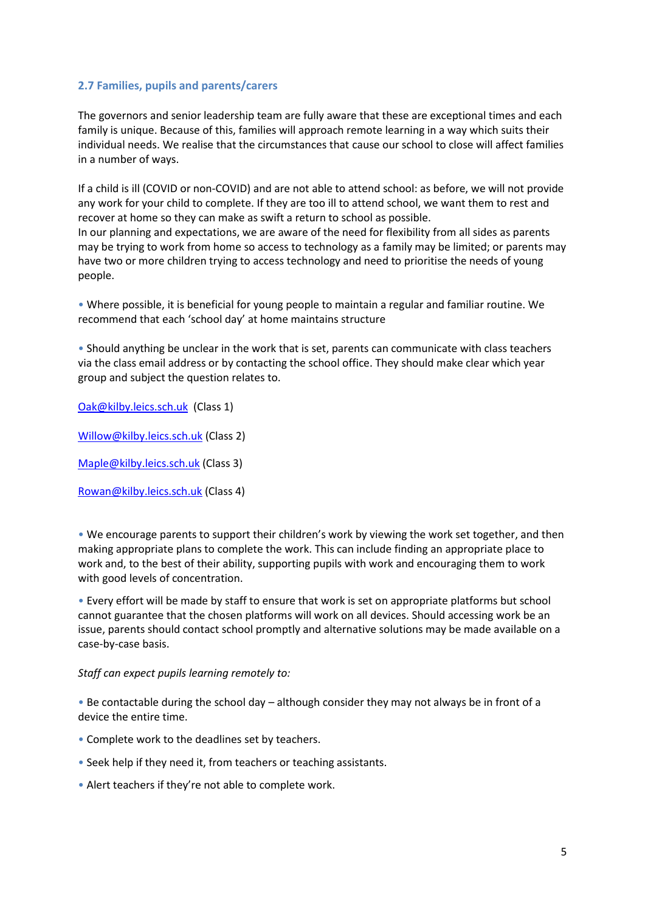### 2.7 Families, pupils and parents/carers

The governors and senior leadership team are fully aware that these are exceptional times and each family is unique. Because of this, families will approach remote learning in a way which suits their individual needs. We realise that the circumstances that cause our school to close will affect families in a number of ways.

If a child is ill (COVID or non-COVID) and are not able to attend school: as before, we will not provide any work for your child to complete. If they are too ill to attend school, we want them to rest and recover at home so they can make as swift a return to school as possible.
In our planning and expectations, we are aware of the need for flexibility from all sides as parents may be trying to work from home so access to technology as a family may be limited; or parents may have two or more children trying to access technology and need to prioritise the needs of young people.

- Where possible, it is beneficial for young people to maintain a regular and familiar routine. We recommend that each 'school day' at home maintains structure

- Should anything be unclear in the work that is set, parents can communicate with class teachers via the class email address or by contacting the school office. They should make clear which year group and subject the question relates to.

Oak@kilby.leics.sch.uk (Class 1)

Willow@kilby.leics.sch.uk (Class 2)

Maple@kilby.leics.sch.uk (Class 3)

Rowan@kilby.leics.sch.uk (Class 4)

- We encourage parents to support their children's work by viewing the work set together, and then making appropriate plans to complete the work. This can include finding an appropriate place to work and, to the best of their ability, supporting pupils with work and encouraging them to work with good levels of concentration.
- Every effort will be made by staff to ensure that work is set on appropriate platforms but school cannot guarantee that the chosen platforms will work on all devices. Should accessing work be an issue, parents should contact school promptly and alternative solutions may be made available on a case-by-case basis.

*Staff can expect pupils learning remotely to:*

- Be contactable during the school day – although consider they may not always be in front of a device the entire time.
- Complete work to the deadlines set by teachers.
- Seek help if they need it, from teachers or teaching assistants.
- Alert teachers if they're not able to complete work.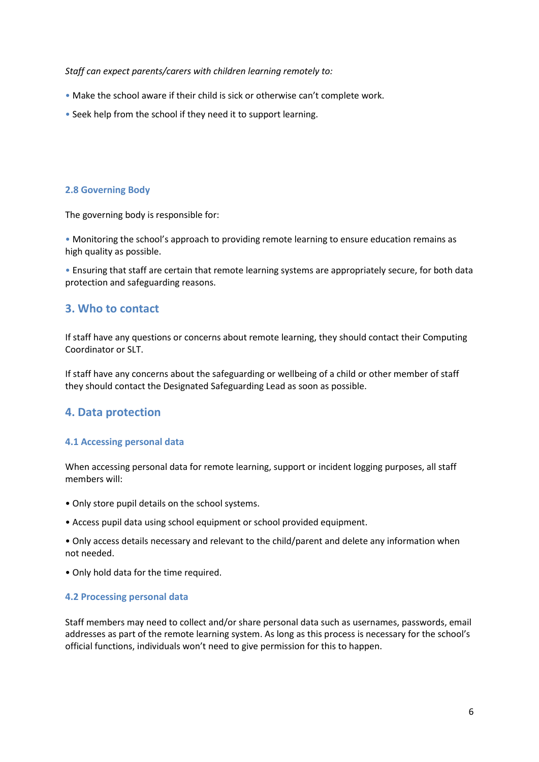*Staff can expect parents/carers with children learning remotely to:*

- Make the school aware if their child is sick or otherwise can't complete work.
- Seek help from the school if they need it to support learning.

### 2.8 Governing Body

The governing body is responsible for:

- Monitoring the school's approach to providing remote learning to ensure education remains as high quality as possible.
- Ensuring that staff are certain that remote learning systems are appropriately secure, for both data protection and safeguarding reasons.

## 3. Who to contact

If staff have any questions or concerns about remote learning, they should contact their Computing Coordinator or SLT.

If staff have any concerns about the safeguarding or wellbeing of a child or other member of staff they should contact the Designated Safeguarding Lead as soon as possible.

## 4. Data protection

### 4.1 Accessing personal data

When accessing personal data for remote learning, support or incident logging purposes, all staff members will:

- Only store pupil details on the school systems.
- Access pupil data using school equipment or school provided equipment.
- Only access details necessary and relevant to the child/parent and delete any information when not needed.
- Only hold data for the time required.

### 4.2 Processing personal data

Staff members may need to collect and/or share personal data such as usernames, passwords, email addresses as part of the remote learning system. As long as this process is necessary for the school's official functions, individuals won't need to give permission for this to happen.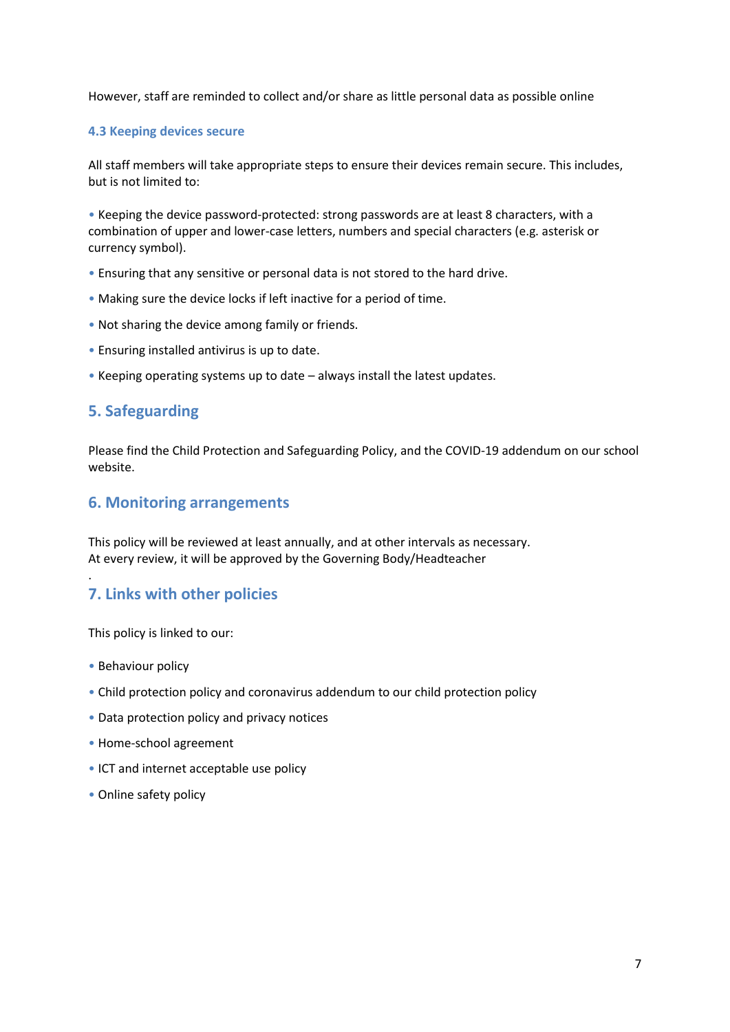However, staff are reminded to collect and/or share as little personal data as possible online

### 4.3 Keeping devices secure

All staff members will take appropriate steps to ensure their devices remain secure. This includes, but is not limited to:

- Keeping the device password-protected: strong passwords are at least 8 characters, with a combination of upper and lower-case letters, numbers and special characters (e.g. asterisk or currency symbol).
- Ensuring that any sensitive or personal data is not stored to the hard drive.
- Making sure the device locks if left inactive for a period of time.
- Not sharing the device among family or friends.
- Ensuring installed antivirus is up to date.
- Keeping operating systems up to date – always install the latest updates.

## 5. Safeguarding

Please find the Child Protection and Safeguarding Policy, and the COVID-19 addendum on our school website.

## 6. Monitoring arrangements

This policy will be reviewed at least annually, and at other intervals as necessary.
At every review, it will be approved by the Governing Body/Headteacher

.

## 7. Links with other policies

This policy is linked to our:

- Behaviour policy
- Child protection policy and coronavirus addendum to our child protection policy
- Data protection policy and privacy notices
- Home-school agreement
- ICT and internet acceptable use policy
- Online safety policy